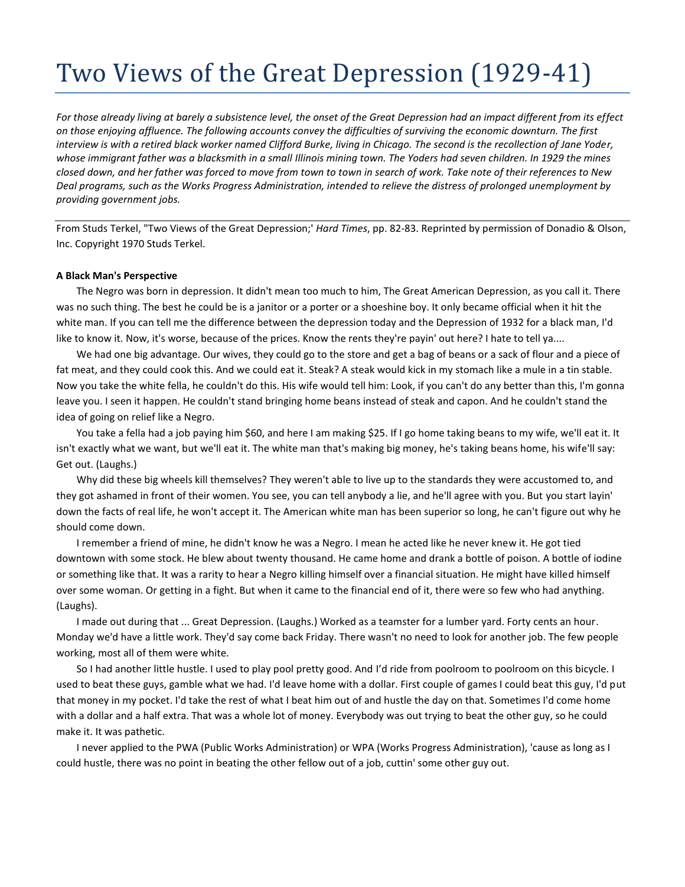# Two Views of the Great Depression (1929-41)

*For those already living at barely a subsistence level, the onset of the Great Depression had an impact different from its effect on those enjoying affluence. The following accounts convey the difficulties of surviving the economic downturn. The first interview is with a retired black worker named Clifford Burke, living in Chicago. The second is the recollection of Jane Yoder, whose immigrant father was a blacksmith in a small Illinois mining town. The Yoders had seven children. In 1929 the mines closed down, and her father was forced to move from town to town in search of work. Take note of their references to New Deal programs, such as the Works Progress Administration, intended to relieve the distress of prolonged unemployment by providing government jobs.*

---

From Studs Terkel, "Two Views of the Great Depression;' *Hard Times*, pp. 82-83. Reprinted by permission of Donadio & Olson, Inc. Copyright 1970 Studs Terkel.

**A Black Man's Perspective**

The Negro was born in depression. It didn't mean too much to him, The Great American Depression, as you call it. There was no such thing. The best he could be is a janitor or a porter or a shoeshine boy. It only became official when it hit the white man. If you can tell me the difference between the depression today and the Depression of 1932 for a black man, I'd like to know it. Now, it's worse, because of the prices. Know the rents they're payin' out here? I hate to tell ya....

We had one big advantage. Our wives, they could go to the store and get a bag of beans or a sack of flour and a piece of fat meat, and they could cook this. And we could eat it. Steak? A steak would kick in my stomach like a mule in a tin stable. Now you take the white fella, he couldn't do this. His wife would tell him: Look, if you can't do any better than this, I'm gonna leave you. I seen it happen. He couldn't stand bringing home beans instead of steak and capon. And he couldn't stand the idea of going on relief like a Negro.

You take a fella had a job paying him $60, and here I am making $25. If I go home taking beans to my wife, we'll eat it. It isn't exactly what we want, but we'll eat it. The white man that's making big money, he's taking beans home, his wife'll say: Get out. (Laughs.)

Why did these big wheels kill themselves? They weren't able to live up to the standards they were accustomed to, and they got ashamed in front of their women. You see, you can tell anybody a lie, and he'll agree with you. But you start layin' down the facts of real life, he won't accept it. The American white man has been superior so long, he can't figure out why he should come down.

I remember a friend of mine, he didn't know he was a Negro. I mean he acted like he never knew it. He got tied downtown with some stock. He blew about twenty thousand. He came home and drank a bottle of poison. A bottle of iodine or something like that. It was a rarity to hear a Negro killing himself over a financial situation. He might have killed himself over some woman. Or getting in a fight. But when it came to the financial end of it, there were so few who had anything. (Laughs).

I made out during that ... Great Depression. (Laughs.) Worked as a teamster for a lumber yard. Forty cents an hour. Monday we'd have a little work. They'd say come back Friday. There wasn't no need to look for another job. The few people working, most all of them were white.

So I had another little hustle. I used to play pool pretty good. And I'd ride from poolroom to poolroom on this bicycle. I used to beat these guys, gamble what we had. I'd leave home with a dollar. First couple of games I could beat this guy, I'd put that money in my pocket. I'd take the rest of what I beat him out of and hustle the day on that. Sometimes I'd come home with a dollar and a half extra. That was a whole lot of money. Everybody was out trying to beat the other guy, so he could make it. It was pathetic.

I never applied to the PWA (Public Works Administration) or WPA (Works Progress Administration), 'cause as long as I could hustle, there was no point in beating the other fellow out of a job, cuttin' some other guy out.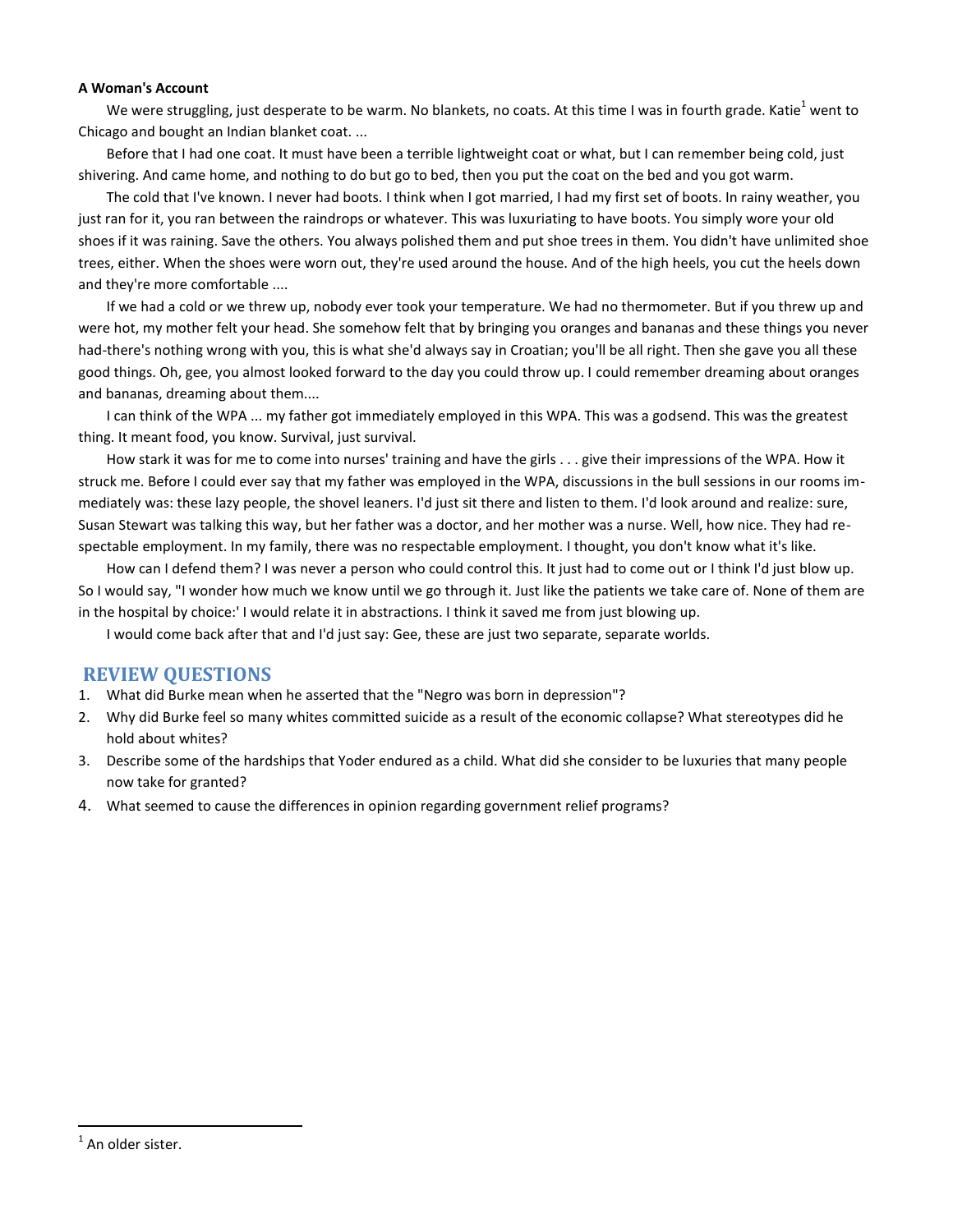**A Woman's Account**

We were struggling, just desperate to be warm. No blankets, no coats. At this time I was in fourth grade. Katie[1] went to Chicago and bought an Indian blanket coat. ...

Before that I had one coat. It must have been a terrible lightweight coat or what, but I can remember being cold, just shivering. And came home, and nothing to do but go to bed, then you put the coat on the bed and you got warm.

The cold that I've known. I never had boots. I think when I got married, I had my first set of boots. In rainy weather, you just ran for it, you ran between the raindrops or whatever. This was luxuriating to have boots. You simply wore your old shoes if it was raining. Save the others. You always polished them and put shoe trees in them. You didn't have unlimited shoe trees, either. When the shoes were worn out, they're used around the house. And of the high heels, you cut the heels down and they're more comfortable ....

If we had a cold or we threw up, nobody ever took your temperature. We had no thermometer. But if you threw up and were hot, my mother felt your head. She somehow felt that by bringing you oranges and bananas and these things you never had-there's nothing wrong with you, this is what she'd always say in Croatian; you'll be all right. Then she gave you all these good things. Oh, gee, you almost looked forward to the day you could throw up. I could remember dreaming about oranges and bananas, dreaming about them....

I can think of the WPA ... my father got immediately employed in this WPA. This was a godsend. This was the greatest thing. It meant food, you know. Survival, just survival.

How stark it was for me to come into nurses' training and have the girls . . . give their impressions of the WPA. How it struck me. Before I could ever say that my father was employed in the WPA, discussions in the bull sessions in our rooms immediately was: these lazy people, the shovel leaners. I'd just sit there and listen to them. I'd look around and realize: sure, Susan Stewart was talking this way, but her father was a doctor, and her mother was a nurse. Well, how nice. They had respectable employment. In my family, there was no respectable employment. I thought, you don't know what it's like.

How can I defend them? I was never a person who could control this. It just had to come out or I think I'd just blow up. So I would say, "I wonder how much we know until we go through it. Just like the patients we take care of. None of them are in the hospital by choice:' I would relate it in abstractions. I think it saved me from just blowing up.

I would come back after that and I'd just say: Gee, these are just two separate, separate worlds.

## REVIEW QUESTIONS

1. What did Burke mean when he asserted that the "Negro was born in depression"?
2. Why did Burke feel so many whites committed suicide as a result of the economic collapse? What stereotypes did he hold about whites?
3. Describe some of the hardships that Yoder endured as a child. What did she consider to be luxuries that many people now take for granted?
4. What seemed to cause the differences in opinion regarding government relief programs?

---

[1] An older sister.